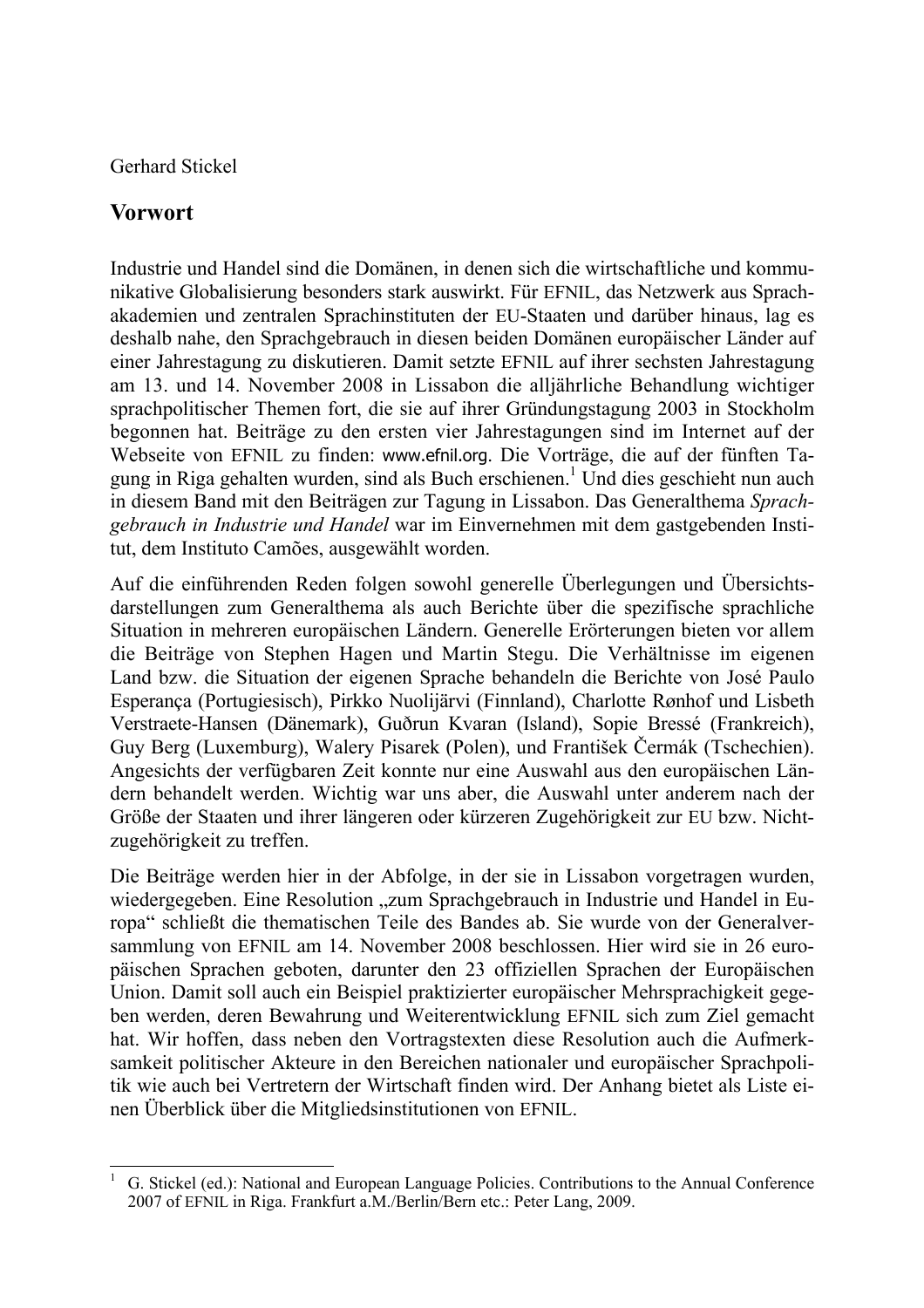Gerhard Stickel

## Vorwort

Industrie und Handel sind die Domänen, in denen sich die wirtschaftliche und kommunikative Globalisierung besonders stark auswirkt. Für EFNIL, das Netzwerk aus Sprachakademien und zentralen Sprachinstituten der EU-Staaten und darüber hinaus, lag es deshalb nahe, den Sprachgebrauch in diesen beiden Domänen europäischer Länder auf einer Jahrestagung zu diskutieren. Damit setzte EFNIL auf ihrer sechsten Jahrestagung am 13. und 14. November 2008 in Lissabon die alljährliche Behandlung wichtiger sprachpolitischer Themen fort, die sie auf ihrer Gründungstagung 2003 in Stockholm begonnen hat. Beiträge zu den ersten vier Jahrestagungen sind im Internet auf der Webseite von EFNIL zu finden: www.efnil.org. Die Vorträge, die auf der fünften Tagung in Riga gehalten wurden, sind als Buch erschienen.[1] Und dies geschieht nun auch in diesem Band mit den Beiträgen zur Tagung in Lissabon. Das Generalthema *Sprachgebrauch in Industrie und Handel* war im Einvernehmen mit dem gastgebenden Institut, dem Instituto Camões, ausgewählt worden.

Auf die einführenden Reden folgen sowohl generelle Überlegungen und Übersichtsdarstellungen zum Generalthema als auch Berichte über die spezifische sprachliche Situation in mehreren europäischen Ländern. Generelle Erörterungen bieten vor allem die Beiträge von Stephen Hagen und Martin Stegu. Die Verhältnisse im eigenen Land bzw. die Situation der eigenen Sprache behandeln die Berichte von José Paulo Esperança (Portugiesisch), Pirkko Nuolijärvi (Finnland), Charlotte Rønhof und Lisbeth Verstraete-Hansen (Dänemark), Guðrun Kvaran (Island), Sopie Bressé (Frankreich), Guy Berg (Luxemburg), Walery Pisarek (Polen), und František Čermák (Tschechien). Angesichts der verfügbaren Zeit konnte nur eine Auswahl aus den europäischen Ländern behandelt werden. Wichtig war uns aber, die Auswahl unter anderem nach der Größe der Staaten und ihrer längeren oder kürzeren Zugehörigkeit zur EU bzw. Nichtzugehörigkeit zu treffen.

Die Beiträge werden hier in der Abfolge, in der sie in Lissabon vorgetragen wurden, wiedergegeben. Eine Resolution „zum Sprachgebrauch in Industrie und Handel in Europa" schließt die thematischen Teile des Bandes ab. Sie wurde von der Generalversammlung von EFNIL am 14. November 2008 beschlossen. Hier wird sie in 26 europäischen Sprachen geboten, darunter den 23 offiziellen Sprachen der Europäischen Union. Damit soll auch ein Beispiel praktizierter europäischer Mehrsprachigkeit gegeben werden, deren Bewahrung und Weiterentwicklung EFNIL sich zum Ziel gemacht hat. Wir hoffen, dass neben den Vortragstexten diese Resolution auch die Aufmerksamkeit politischer Akteure in den Bereichen nationaler und europäischer Sprachpolitik wie auch bei Vertretern der Wirtschaft finden wird. Der Anhang bietet als Liste einen Überblick über die Mitgliedsinstitutionen von EFNIL.

---

[1] G. Stickel (ed.): National and European Language Policies. Contributions to the Annual Conference 2007 of EFNIL in Riga. Frankfurt a.M./Berlin/Bern etc.: Peter Lang, 2009.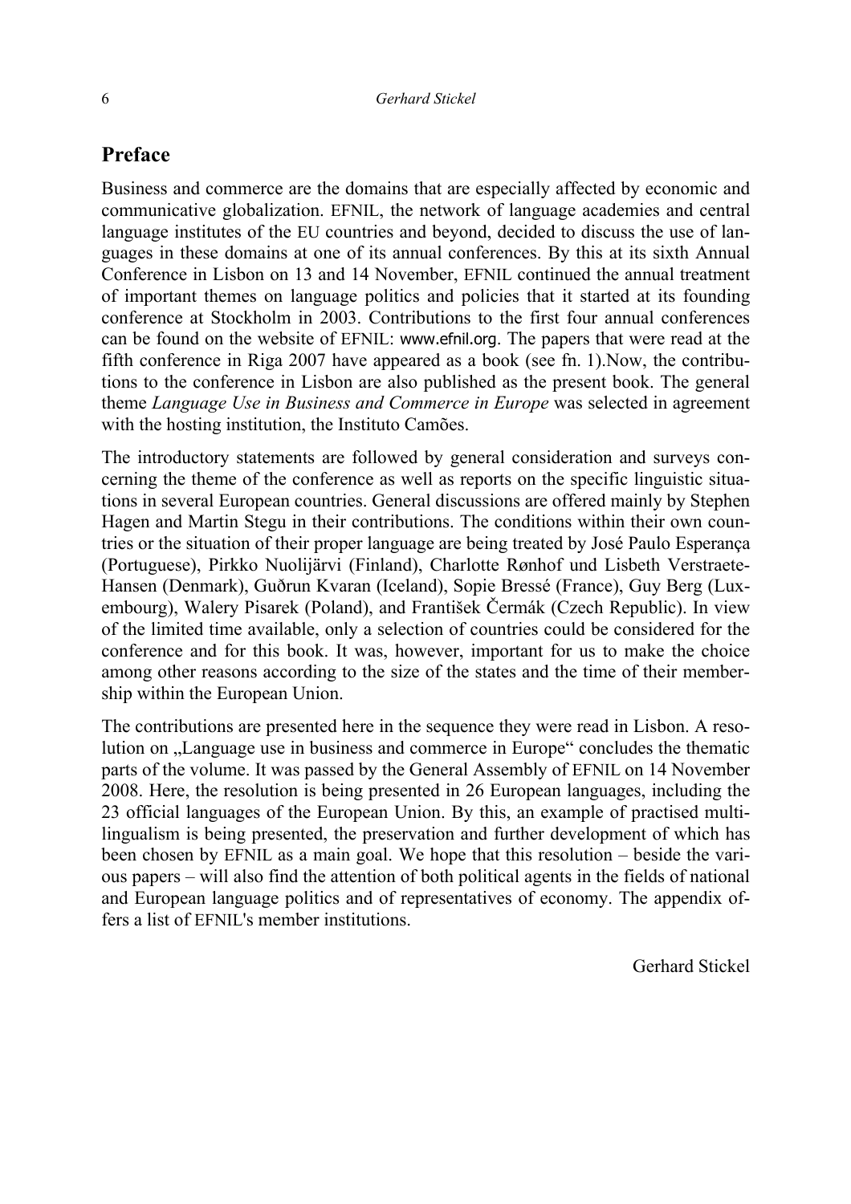## Preface

Business and commerce are the domains that are especially affected by economic and communicative globalization. EFNIL, the network of language academies and central language institutes of the EU countries and beyond, decided to discuss the use of languages in these domains at one of its annual conferences. By this at its sixth Annual Conference in Lisbon on 13 and 14 November, EFNIL continued the annual treatment of important themes on language politics and policies that it started at its founding conference at Stockholm in 2003. Contributions to the first four annual conferences can be found on the website of EFNIL: www.efnil.org. The papers that were read at the fifth conference in Riga 2007 have appeared as a book (see fn. 1).Now, the contributions to the conference in Lisbon are also published as the present book. The general theme *Language Use in Business and Commerce in Europe* was selected in agreement with the hosting institution, the Instituto Camões.

The introductory statements are followed by general consideration and surveys concerning the theme of the conference as well as reports on the specific linguistic situations in several European countries. General discussions are offered mainly by Stephen Hagen and Martin Stegu in their contributions. The conditions within their own countries or the situation of their proper language are being treated by José Paulo Esperança (Portuguese), Pirkko Nuolijärvi (Finland), Charlotte Rønhof und Lisbeth Verstraete-Hansen (Denmark), Guðrun Kvaran (Iceland), Sopie Bressé (France), Guy Berg (Luxembourg), Walery Pisarek (Poland), and František Čermák (Czech Republic). In view of the limited time available, only a selection of countries could be considered for the conference and for this book. It was, however, important for us to make the choice among other reasons according to the size of the states and the time of their membership within the European Union.

The contributions are presented here in the sequence they were read in Lisbon. A resolution on „Language use in business and commerce in Europe" concludes the thematic parts of the volume. It was passed by the General Assembly of EFNIL on 14 November 2008. Here, the resolution is being presented in 26 European languages, including the 23 official languages of the European Union. By this, an example of practised multilingualism is being presented, the preservation and further development of which has been chosen by EFNIL as a main goal. We hope that this resolution – beside the various papers – will also find the attention of both political agents in the fields of national and European language politics and of representatives of economy. The appendix offers a list of EFNIL's member institutions.

Gerhard Stickel